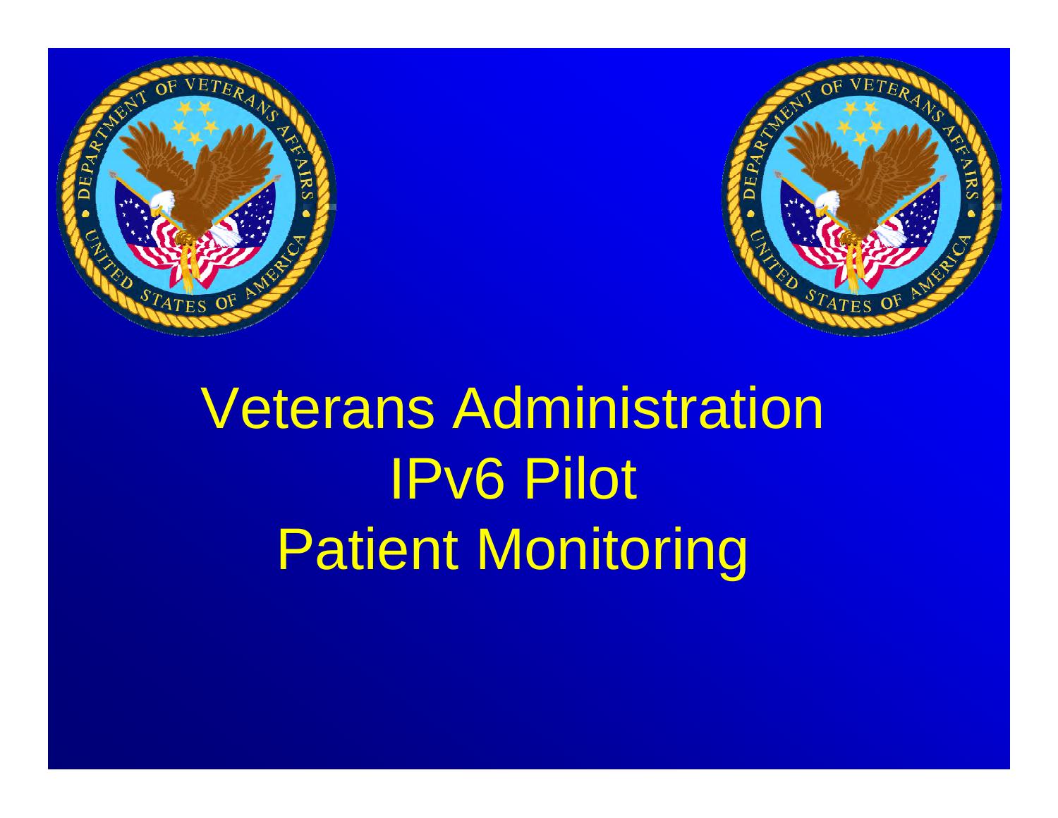# Veterans Administration IPv6 Pilot Patient Monitoring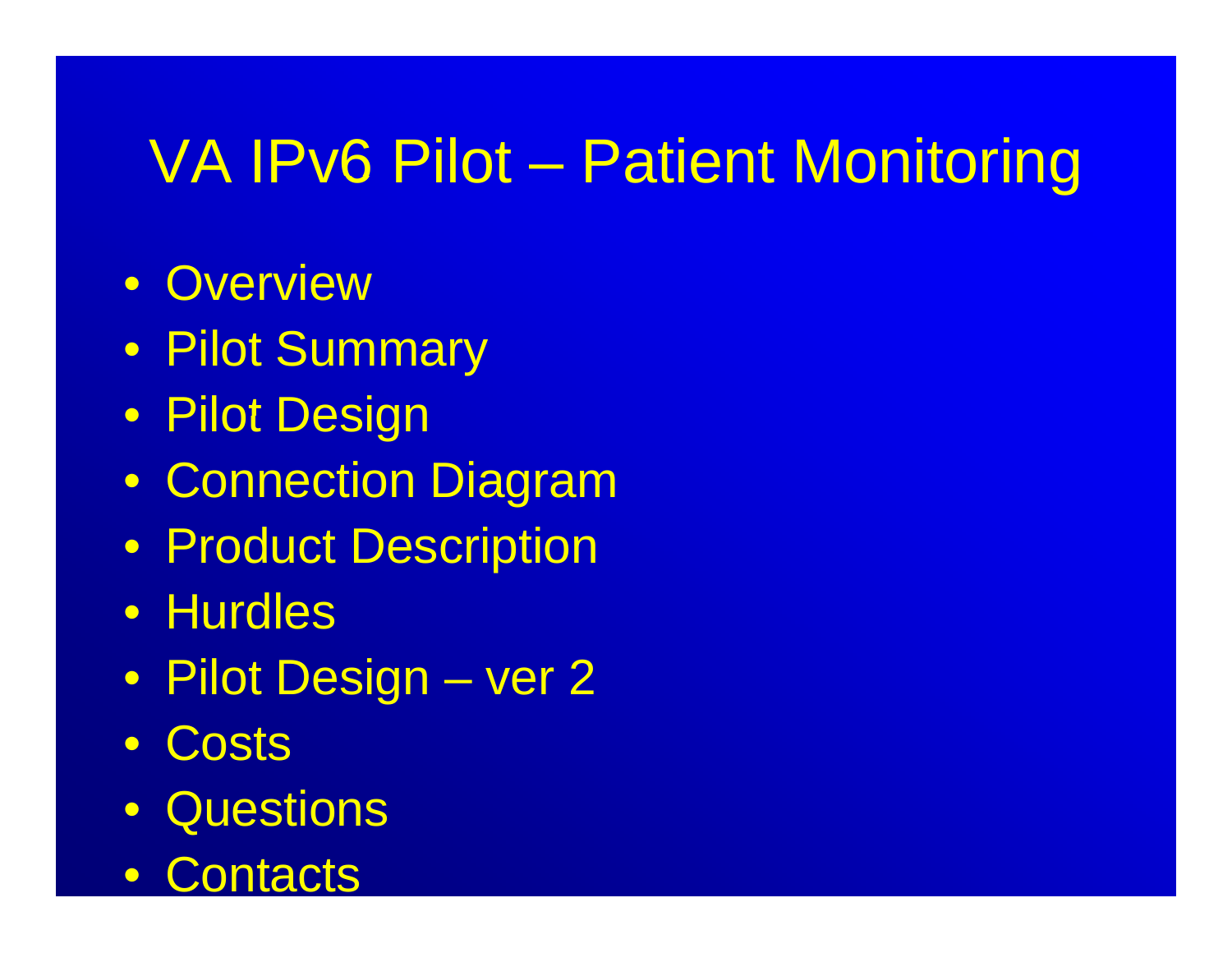# VA IPv6 Pilot – Patient Monitoring

- Overview
- Pilot Summary
- Pilot Design
- Connection Diagram
- Product Description
- Hurdles
- Pilot Design – ver 2
- Costs
- Questions
- Contacts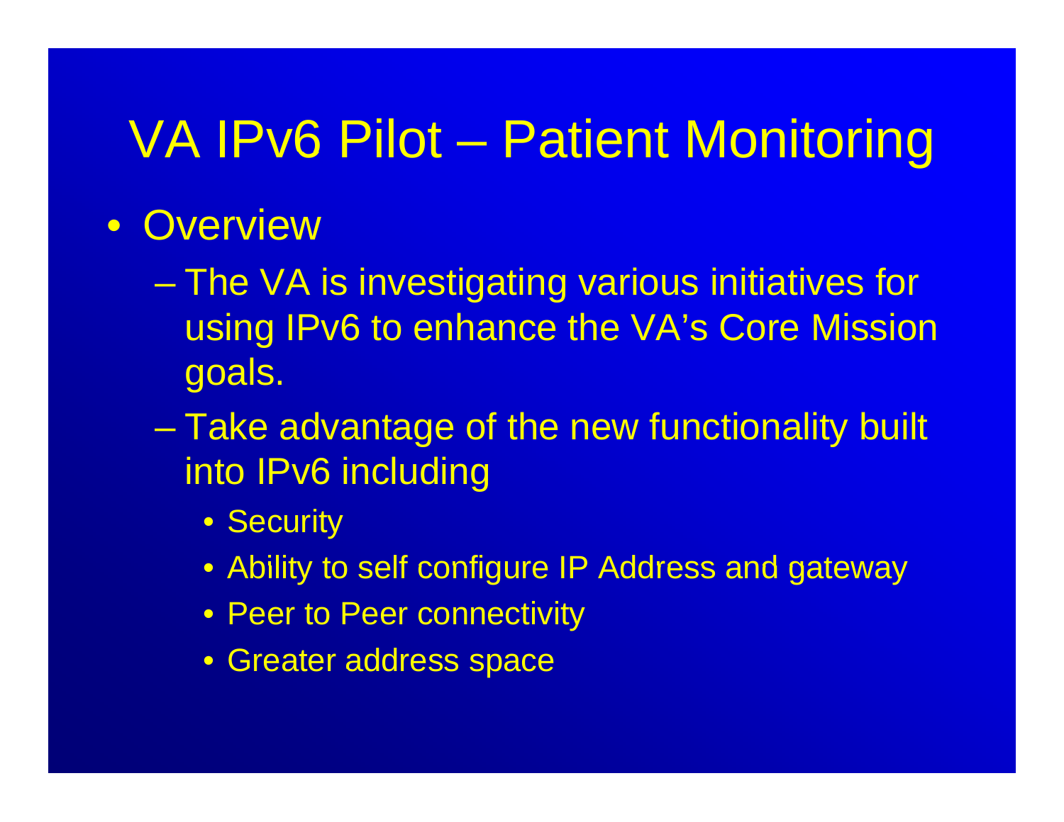# VA IPv6 Pilot – Patient Monitoring

- Overview
  - The VA is investigating various initiatives for using IPv6 to enhance the VA's Core Mission goals.
  - Take advantage of the new functionality built into IPv6 including
    - Security
    - Ability to self configure IP Address and gateway
    - Peer to Peer connectivity
    - Greater address space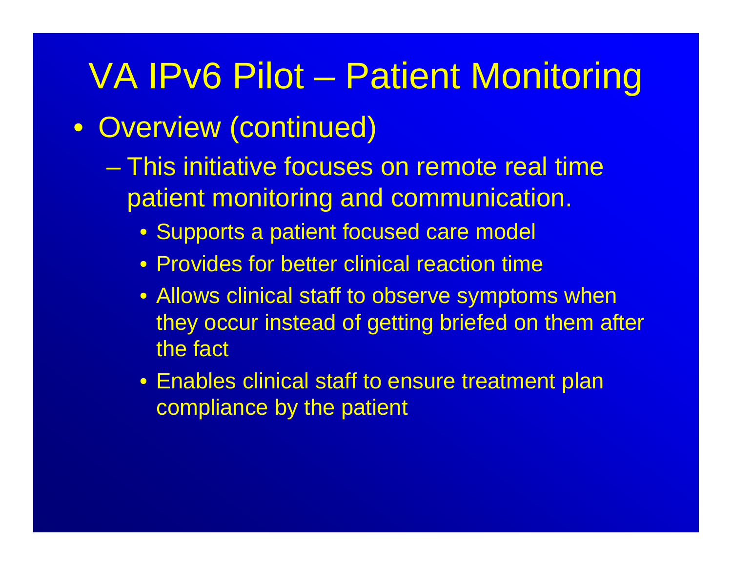# VA IPv6 Pilot – Patient Monitoring

- Overview (continued)
  - This initiative focuses on remote real time patient monitoring and communication.
    - Supports a patient focused care model
    - Provides for better clinical reaction time
    - Allows clinical staff to observe symptoms when they occur instead of getting briefed on them after the fact
    - Enables clinical staff to ensure treatment plan compliance by the patient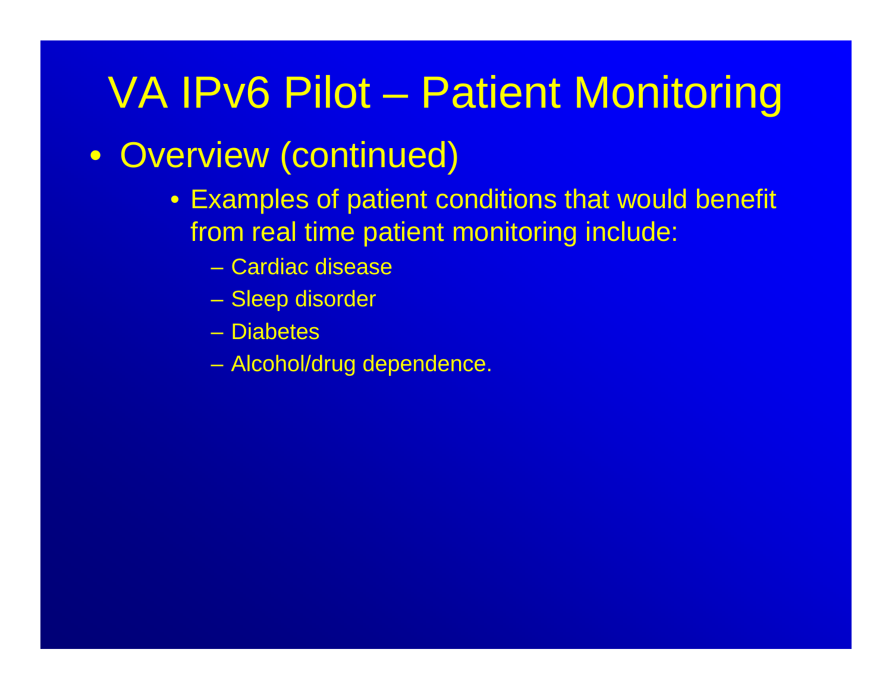# VA IPv6 Pilot – Patient Monitoring

- Overview (continued)
  - Examples of patient conditions that would benefit from real time patient monitoring include:
    - Cardiac disease
    - Sleep disorder
    - Diabetes
    - Alcohol/drug dependence.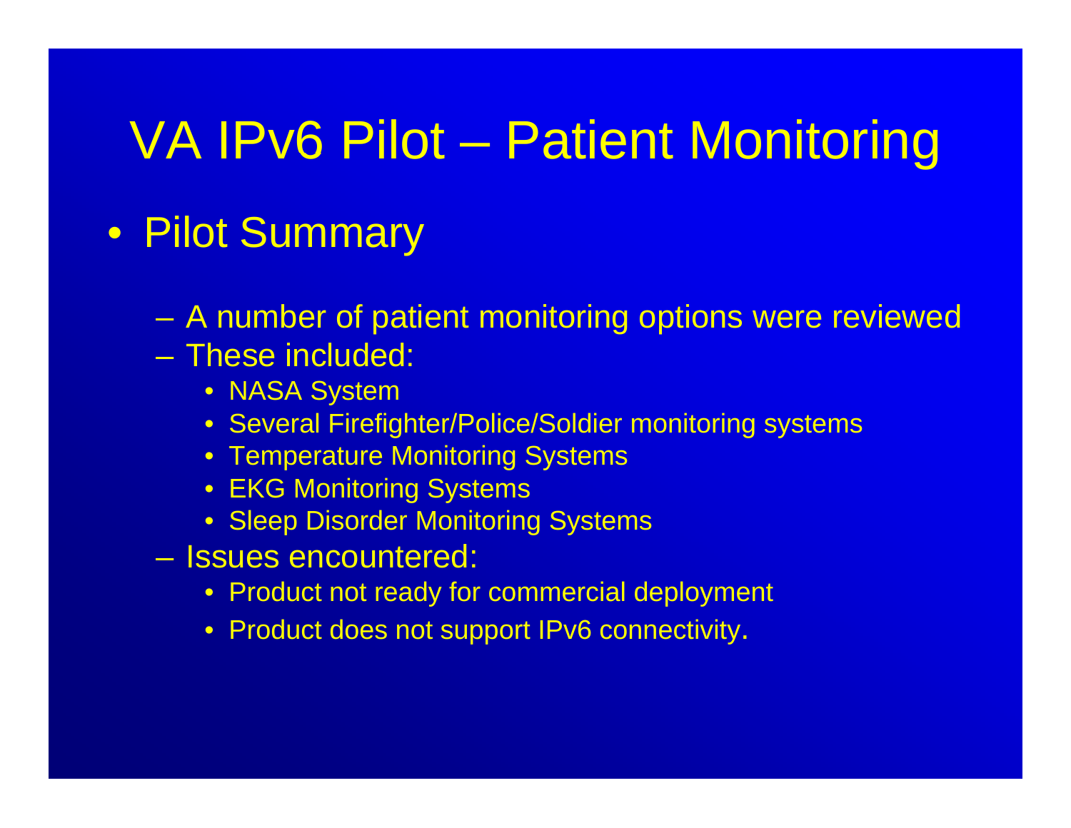# VA IPv6 Pilot – Patient Monitoring

- Pilot Summary
  - A number of patient monitoring options were reviewed
  - These included:
    - NASA System
    - Several Firefighter/Police/Soldier monitoring systems
    - Temperature Monitoring Systems
    - EKG Monitoring Systems
    - Sleep Disorder Monitoring Systems
  - Issues encountered:
    - Product not ready for commercial deployment
    - Product does not support IPv6 connectivity.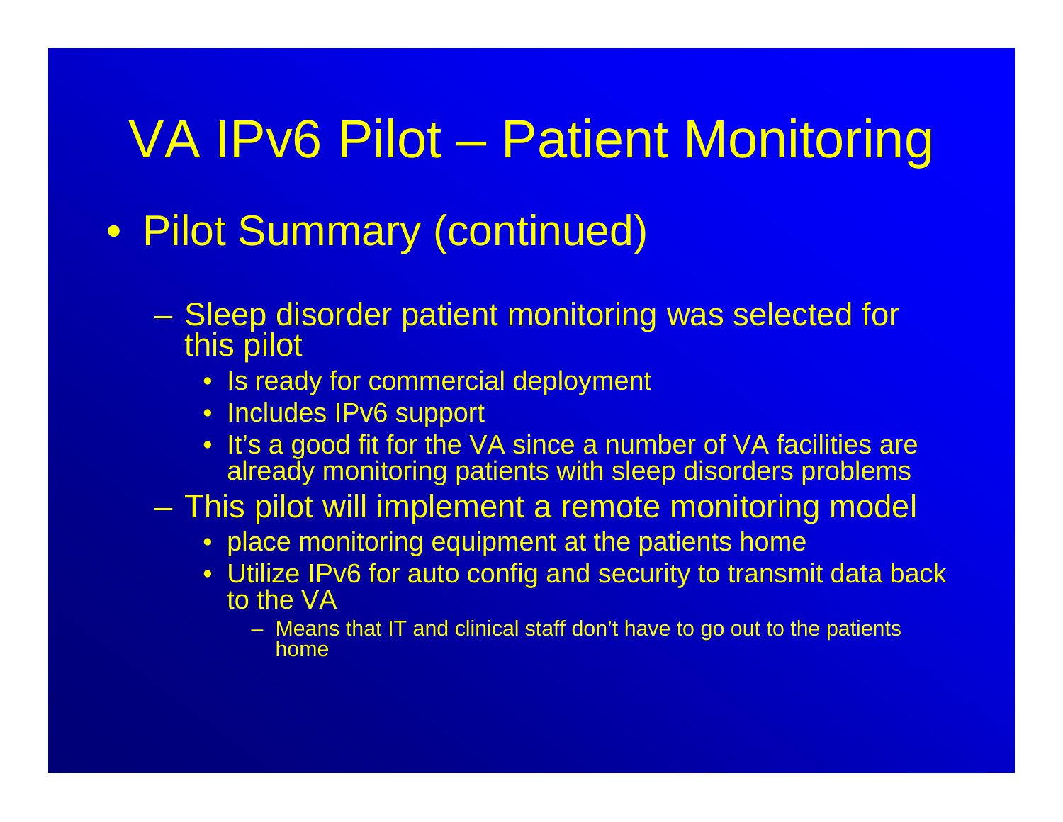# VA IPv6 Pilot – Patient Monitoring

- Pilot Summary (continued)
  - Sleep disorder patient monitoring was selected for this pilot
    - Is ready for commercial deployment
    - Includes IPv6 support
    - It's a good fit for the VA since a number of VA facilities are already monitoring patients with sleep disorders problems
  - This pilot will implement a remote monitoring model
    - place monitoring equipment at the patients home
    - Utilize IPv6 for auto config and security to transmit data back to the VA
      - Means that IT and clinical staff don't have to go out to the patients home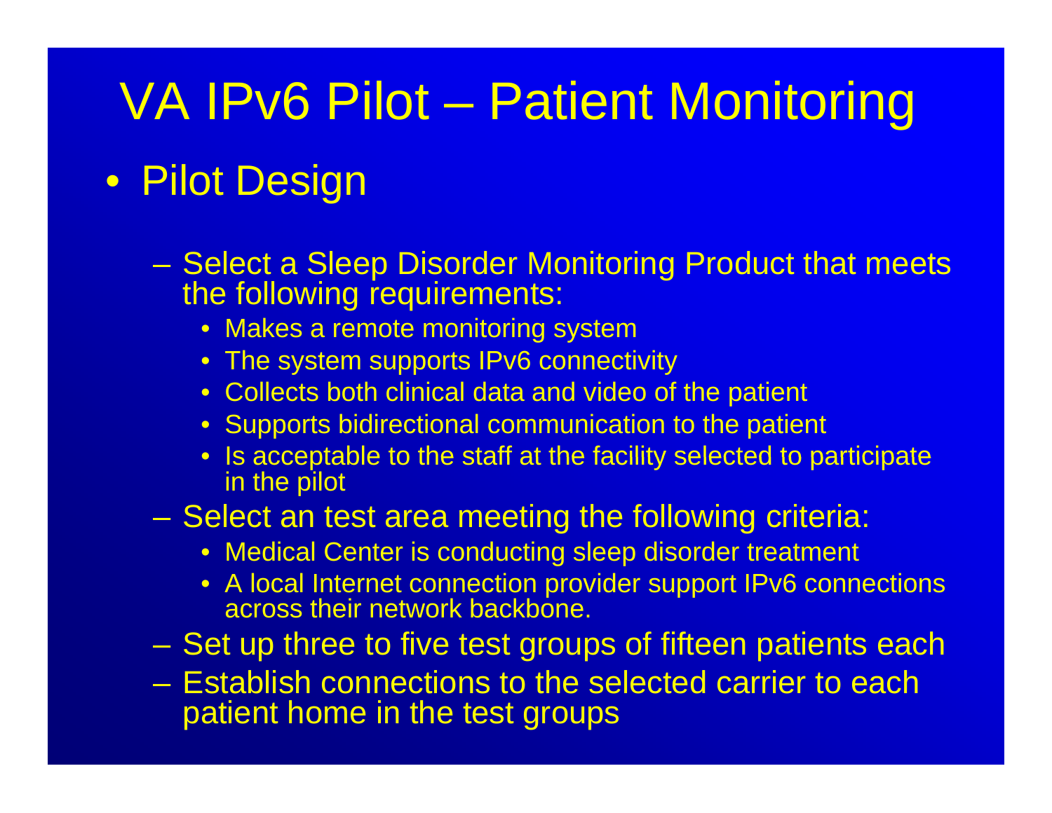# VA IPv6 Pilot – Patient Monitoring

- Pilot Design
  - Select a Sleep Disorder Monitoring Product that meets the following requirements:
    - Makes a remote monitoring system
    - The system supports IPv6 connectivity
    - Collects both clinical data and video of the patient
    - Supports bidirectional communication to the patient
    - Is acceptable to the staff at the facility selected to participate in the pilot
  - Select an test area meeting the following criteria:
    - Medical Center is conducting sleep disorder treatment
    - A local Internet connection provider support IPv6 connections across their network backbone.
  - Set up three to five test groups of fifteen patients each
  - Establish connections to the selected carrier to each patient home in the test groups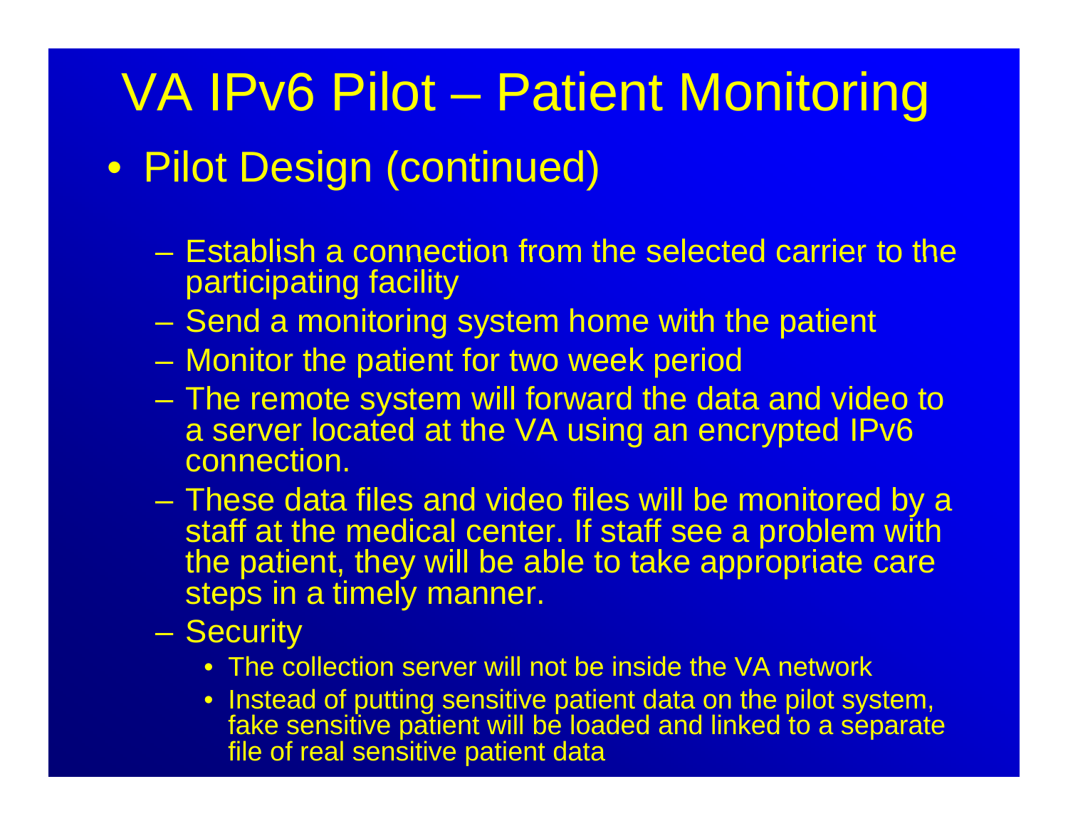# VA IPv6 Pilot – Patient Monitoring

- Pilot Design (continued)
  - Establish a connection from the selected carrier to the participating facility
  - Send a monitoring system home with the patient
  - Monitor the patient for two week period
  - The remote system will forward the data and video to a server located at the VA using an encrypted IPv6 connection.
  - These data files and video files will be monitored by a staff at the medical center. If staff see a problem with the patient, they will be able to take appropriate care steps in a timely manner.
  - Security
    - The collection server will not be inside the VA network
    - Instead of putting sensitive patient data on the pilot system, fake sensitive patient will be loaded and linked to a separate file of real sensitive patient data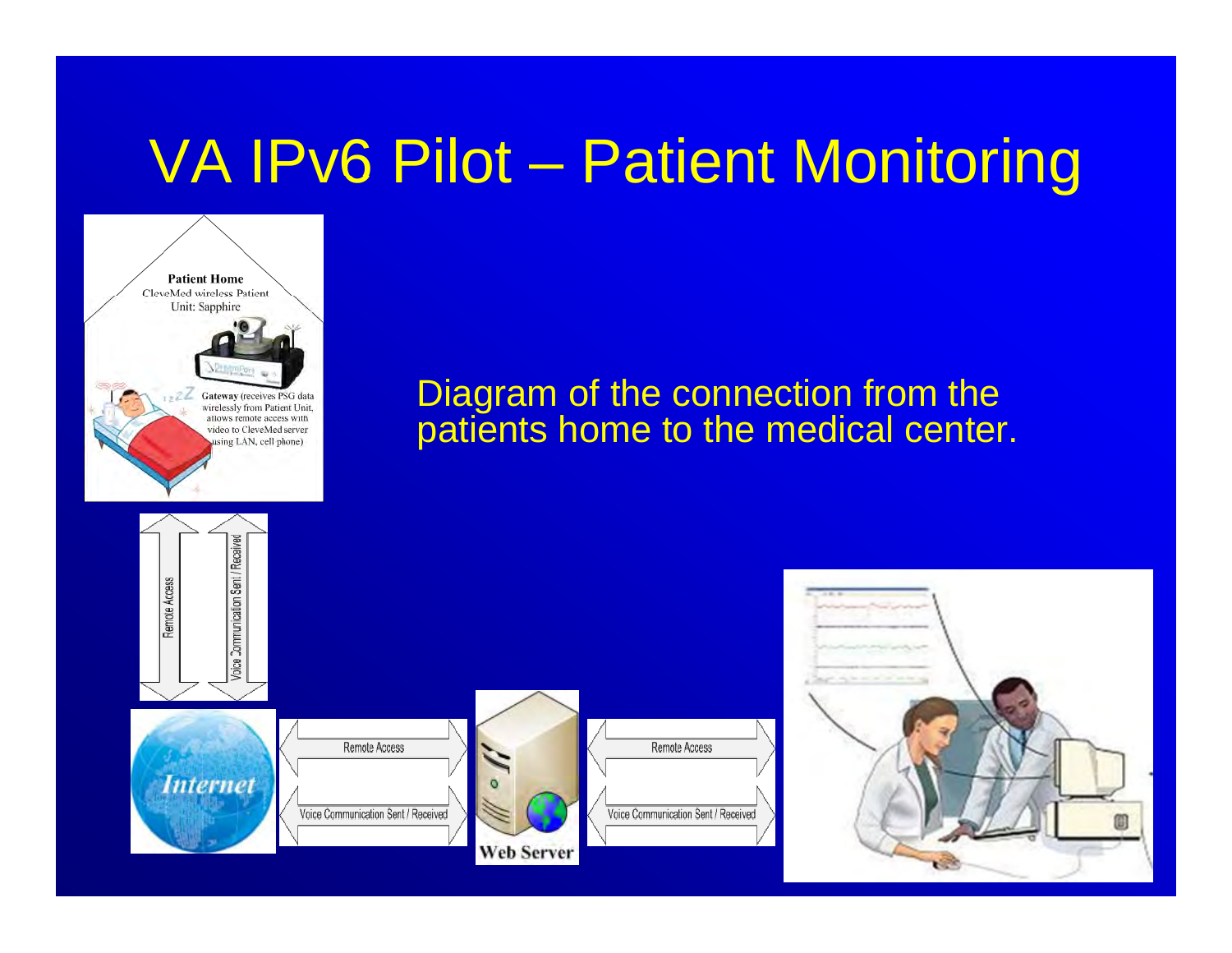# VA IPv6 Pilot – Patient Monitoring

Patient Home
CleveMed wireless Patient Unit: Sapphire

Gateway (receives PSG data wirelessly from Patient Unit, allows remote access with video to CleveMed server using LAN, cell phone)

Diagram of the connection from the patients home to the medical center.

Remote Access

Voice Communication Sent / Received

Internet

Remote Access

Voice Communication Sent / Received

Web Server

Remote Access

Voice Communication Sent / Received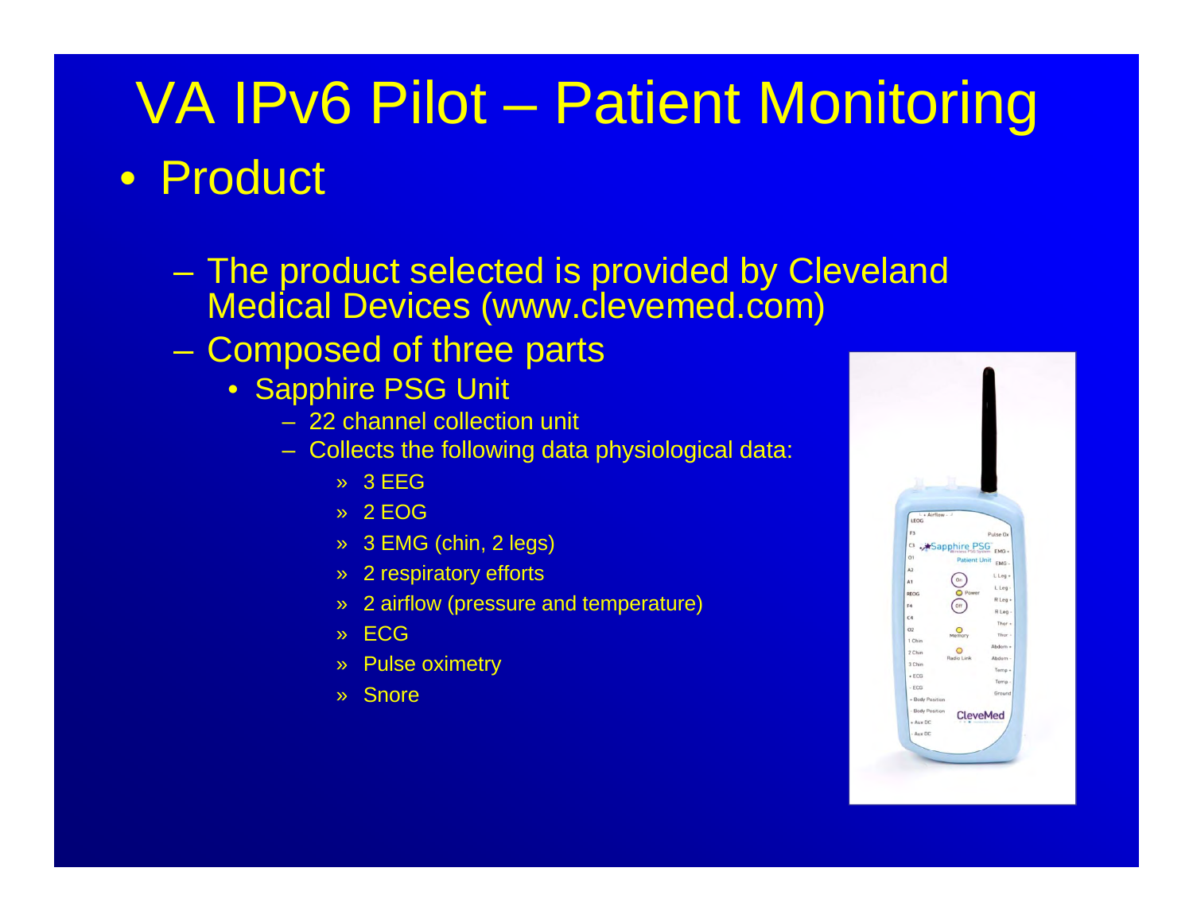# VA IPv6 Pilot – Patient Monitoring

- Product
  - The product selected is provided by Cleveland Medical Devices (www.clevemed.com)
  - Composed of three parts
    - Sapphire PSG Unit
      - 22 channel collection unit
      - Collects the following data physiological data:
        - 3 EEG
        - 2 EOG
        - 3 EMG (chin, 2 legs)
        - 2 respiratory efforts
        - 2 airflow (pressure and temperature)
        - ECG
        - Pulse oximetry
        - Snore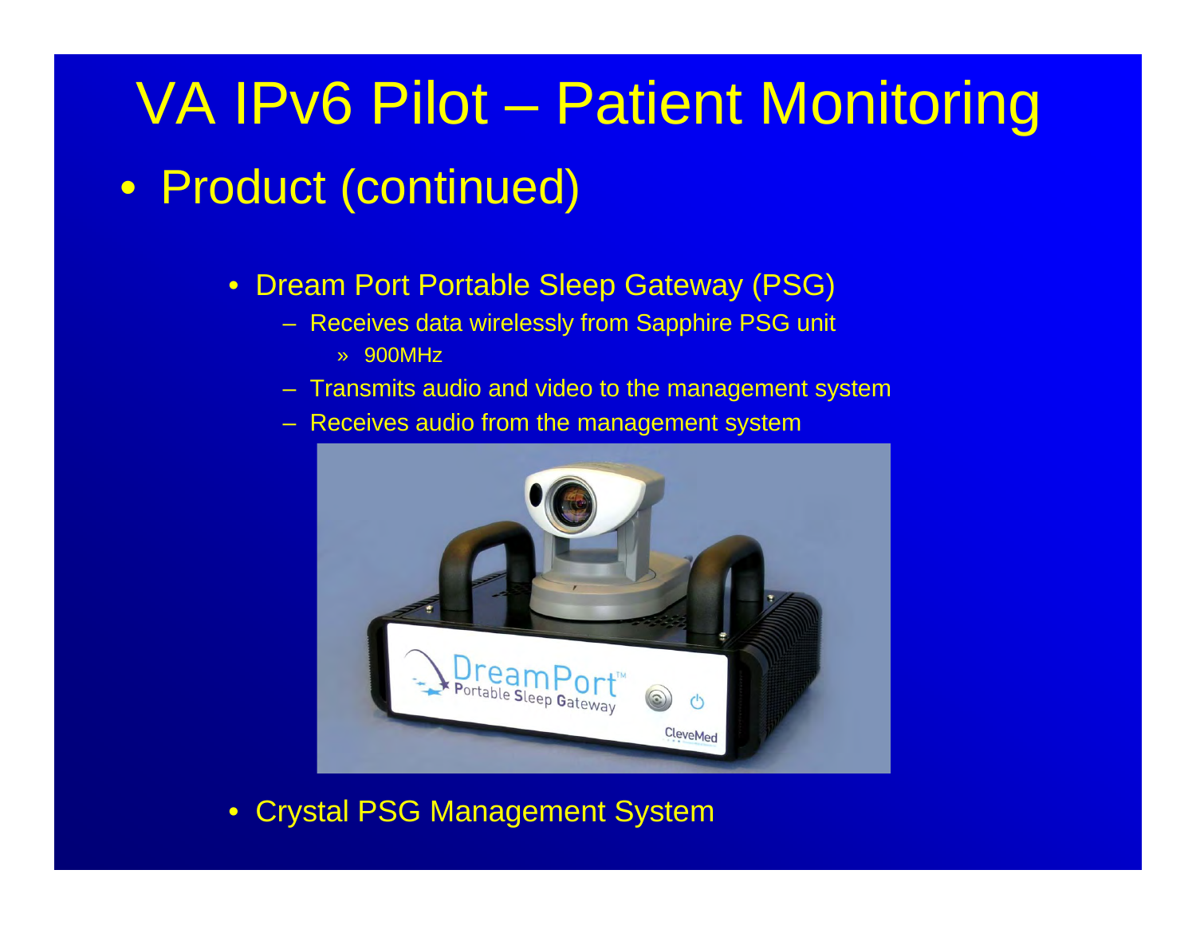# VA IPv6 Pilot – Patient Monitoring

- Product (continued)
  - Dream Port Portable Sleep Gateway (PSG)
    - Receives data wirelessly from Sapphire PSG unit
      - 900MHz
    - Transmits audio and video to the management system
    - Receives audio from the management system
  - Crystal PSG Management System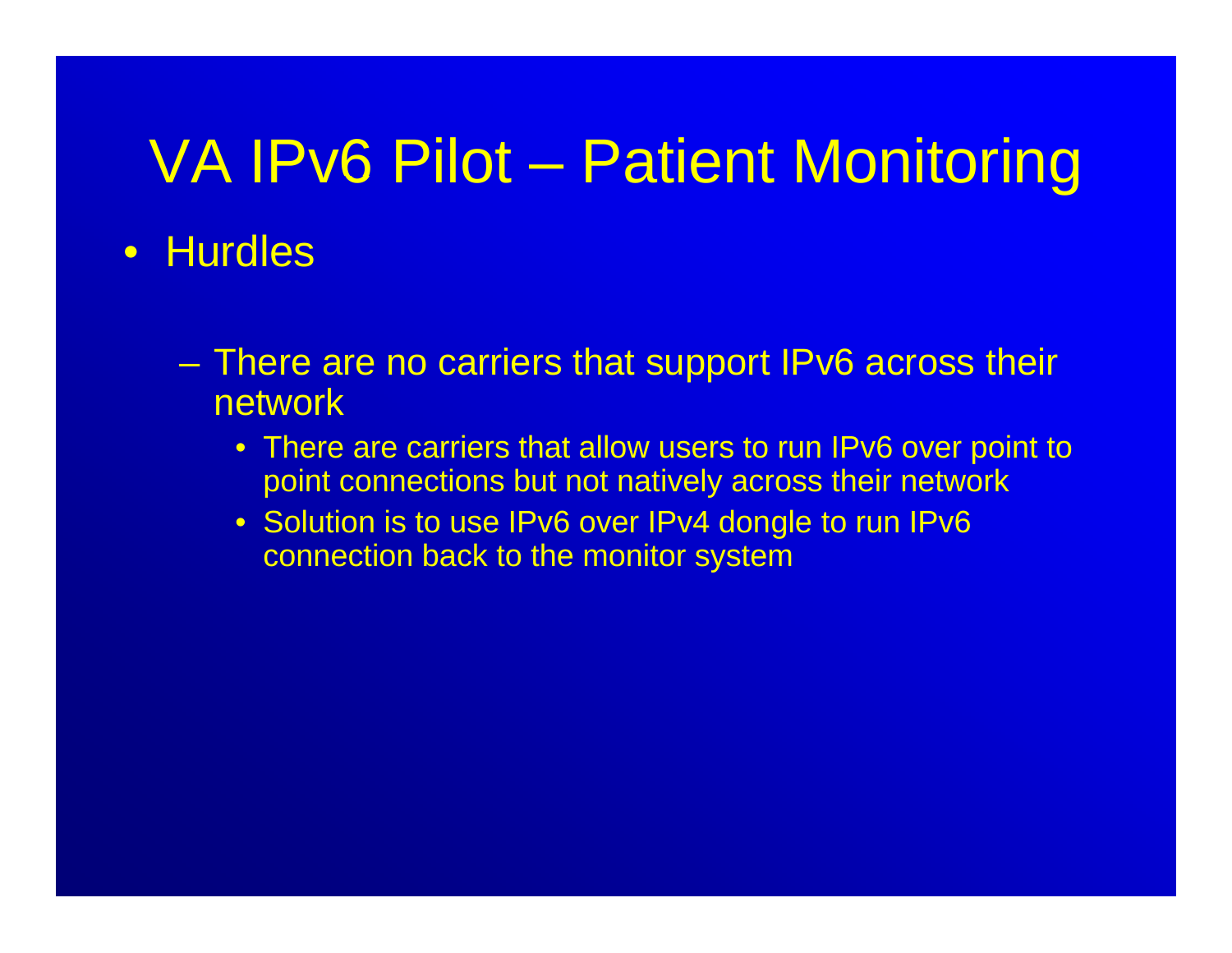# VA IPv6 Pilot – Patient Monitoring

- Hurdles
  - There are no carriers that support IPv6 across their network
    - There are carriers that allow users to run IPv6 over point to point connections but not natively across their network
    - Solution is to use IPv6 over IPv4 dongle to run IPv6 connection back to the monitor system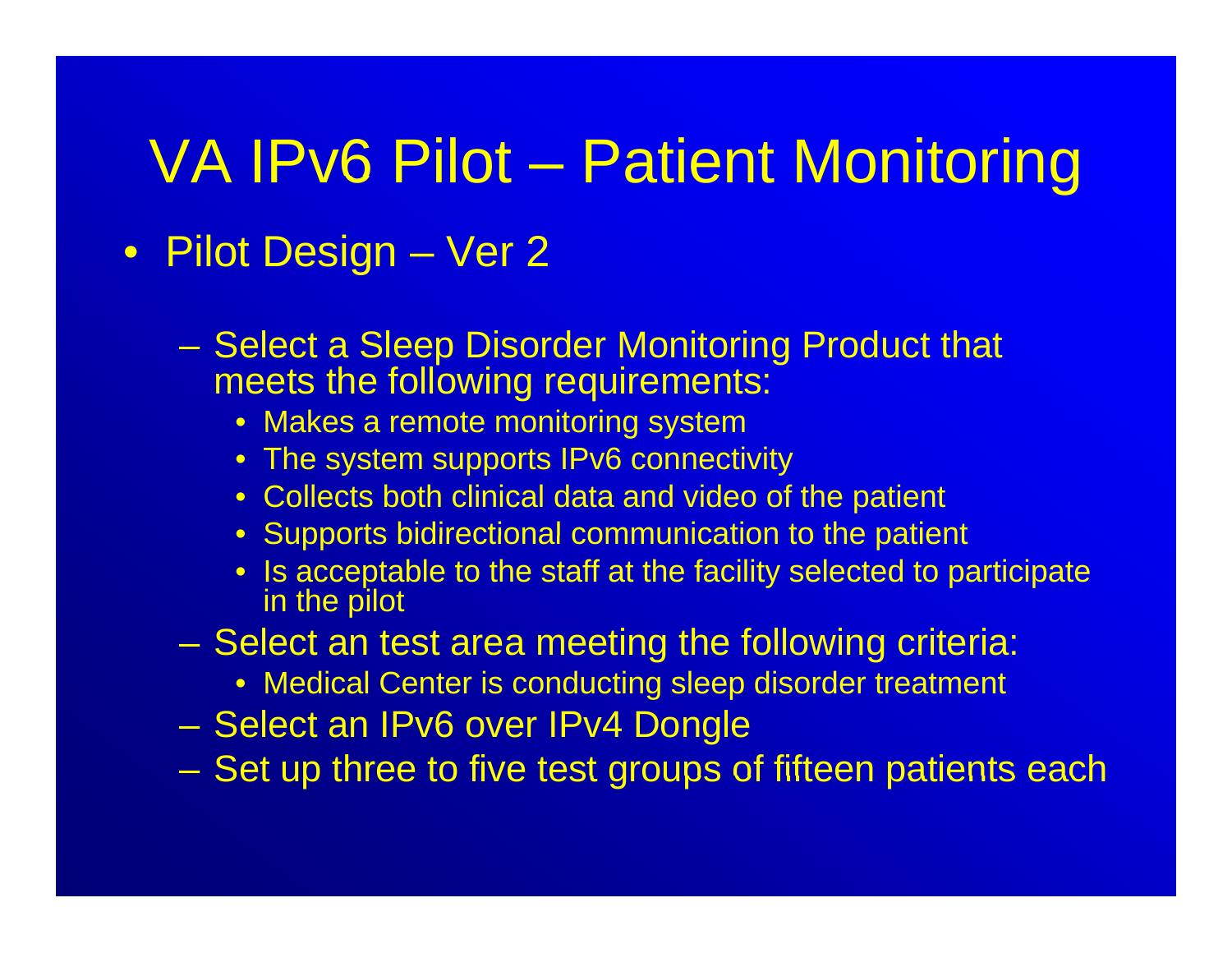# VA IPv6 Pilot – Patient Monitoring

- Pilot Design – Ver 2
  - Select a Sleep Disorder Monitoring Product that meets the following requirements:
    - Makes a remote monitoring system
    - The system supports IPv6 connectivity
    - Collects both clinical data and video of the patient
    - Supports bidirectional communication to the patient
    - Is acceptable to the staff at the facility selected to participate in the pilot
  - Select an test area meeting the following criteria:
    - Medical Center is conducting sleep disorder treatment
  - Select an IPv6 over IPv4 Dongle
  - Set up three to five test groups of fifteen patients each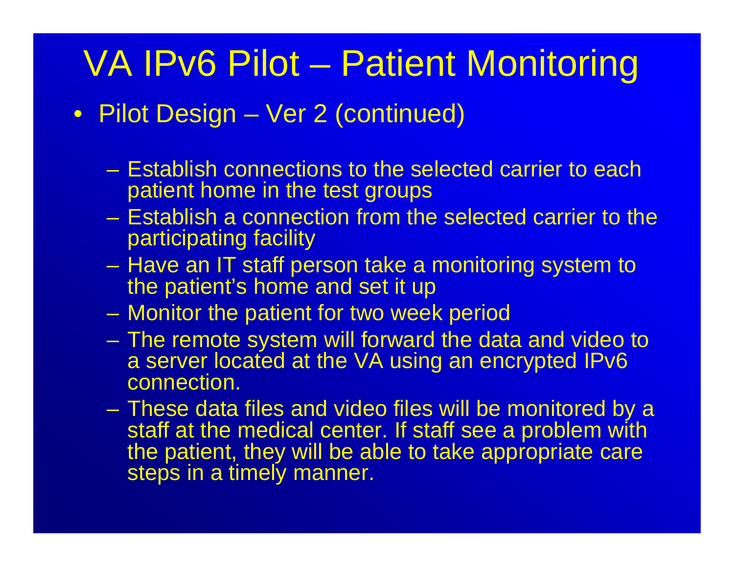# VA IPv6 Pilot – Patient Monitoring

- Pilot Design – Ver 2 (continued)
  - Establish connections to the selected carrier to each patient home in the test groups
  - Establish a connection from the selected carrier to the participating facility
  - Have an IT staff person take a monitoring system to the patient's home and set it up
  - Monitor the patient for two week period
  - The remote system will forward the data and video to a server located at the VA using an encrypted IPv6 connection.
  - These data files and video files will be monitored by a staff at the medical center. If staff see a problem with the patient, they will be able to take appropriate care steps in a timely manner.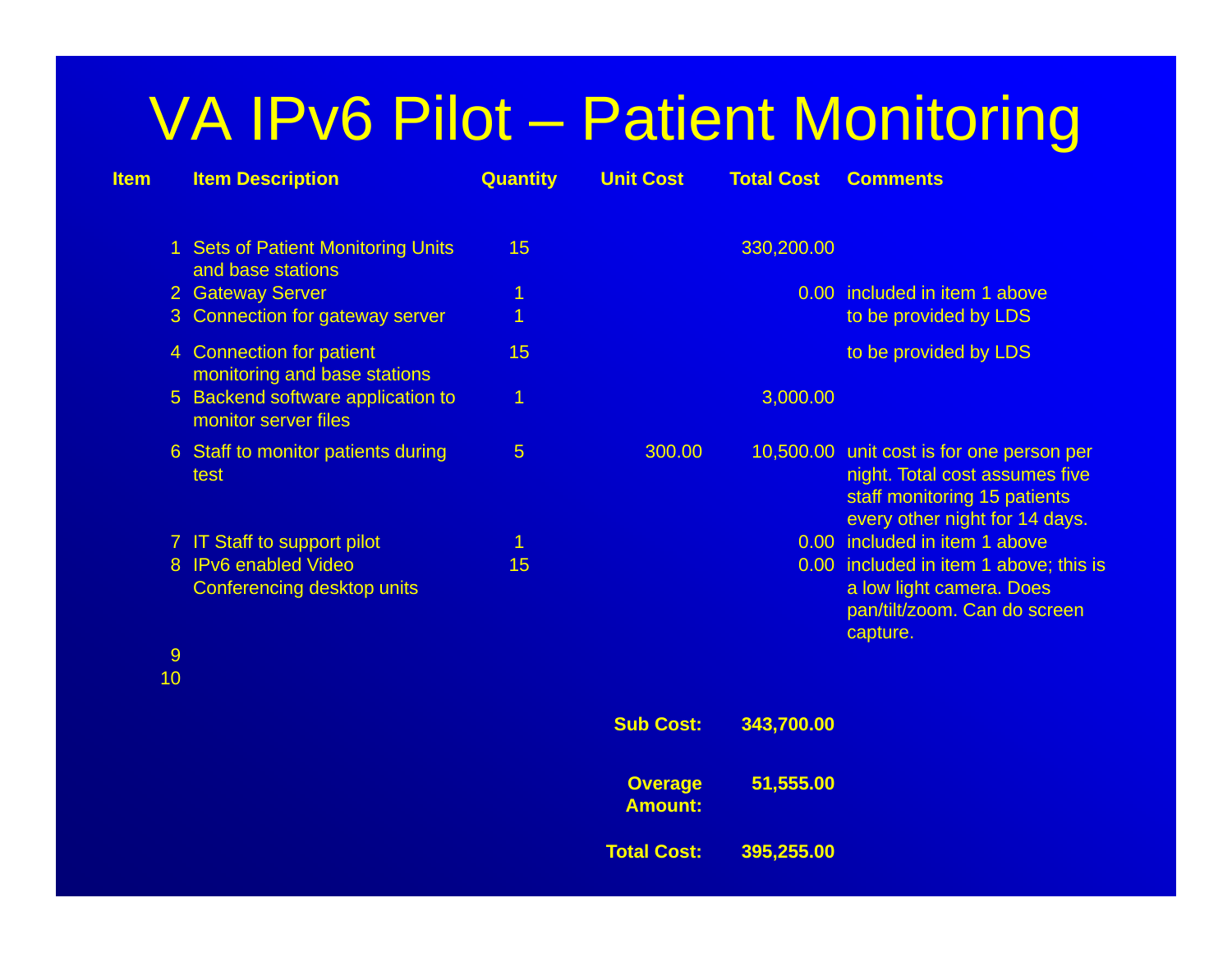# VA IPv6 Pilot – Patient Monitoring

| Item | Item Description | Quantity | Unit Cost | Total Cost | Comments |
|---|---|---|---|---|---|
| 1 | Sets of Patient Monitoring Units and base stations | 15 | | 330,200.00 | |
| 2 | Gateway Server | 1 | | 0.00 | included in item 1 above |
| 3 | Connection for gateway server | 1 | | | to be provided by LDS |
| 4 | Connection for patient monitoring and base stations | 15 | | | to be provided by LDS |
| 5 | Backend software application to monitor server files | 1 | | 3,000.00 | |
| 6 | Staff to monitor patients during test | 5 | 300.00 | 10,500.00 | unit cost is for one person per night. Total cost assumes five staff monitoring 15 patients every other night for 14 days. |
| 7 | IT Staff to support pilot | 1 | | 0.00 | included in item 1 above |
| 8 | IPv6 enabled Video Conferencing desktop units | 15 | | 0.00 | included in item 1 above; this is a low light camera. Does pan/tilt/zoom. Can do screen capture. |
| 9 | | | | | |
| 10 | | | | | |
| | | | **Sub Cost:** | **343,700.00** | |
| | | | **Overage Amount:** | **51,555.00** | |
| | | | **Total Cost:** | **395,255.00** | |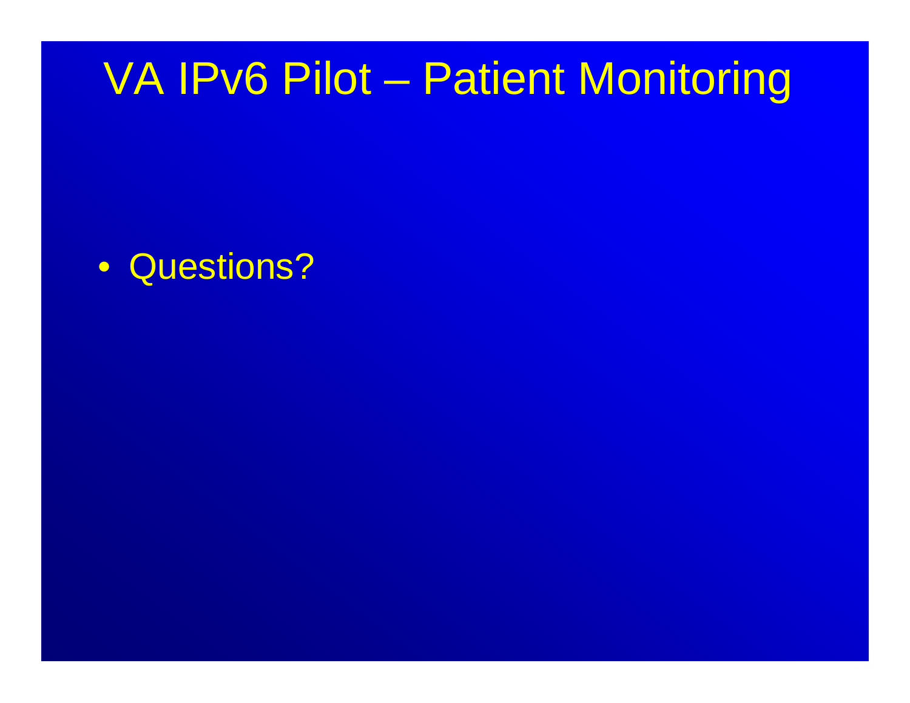# VA IPv6 Pilot – Patient Monitoring

- Questions?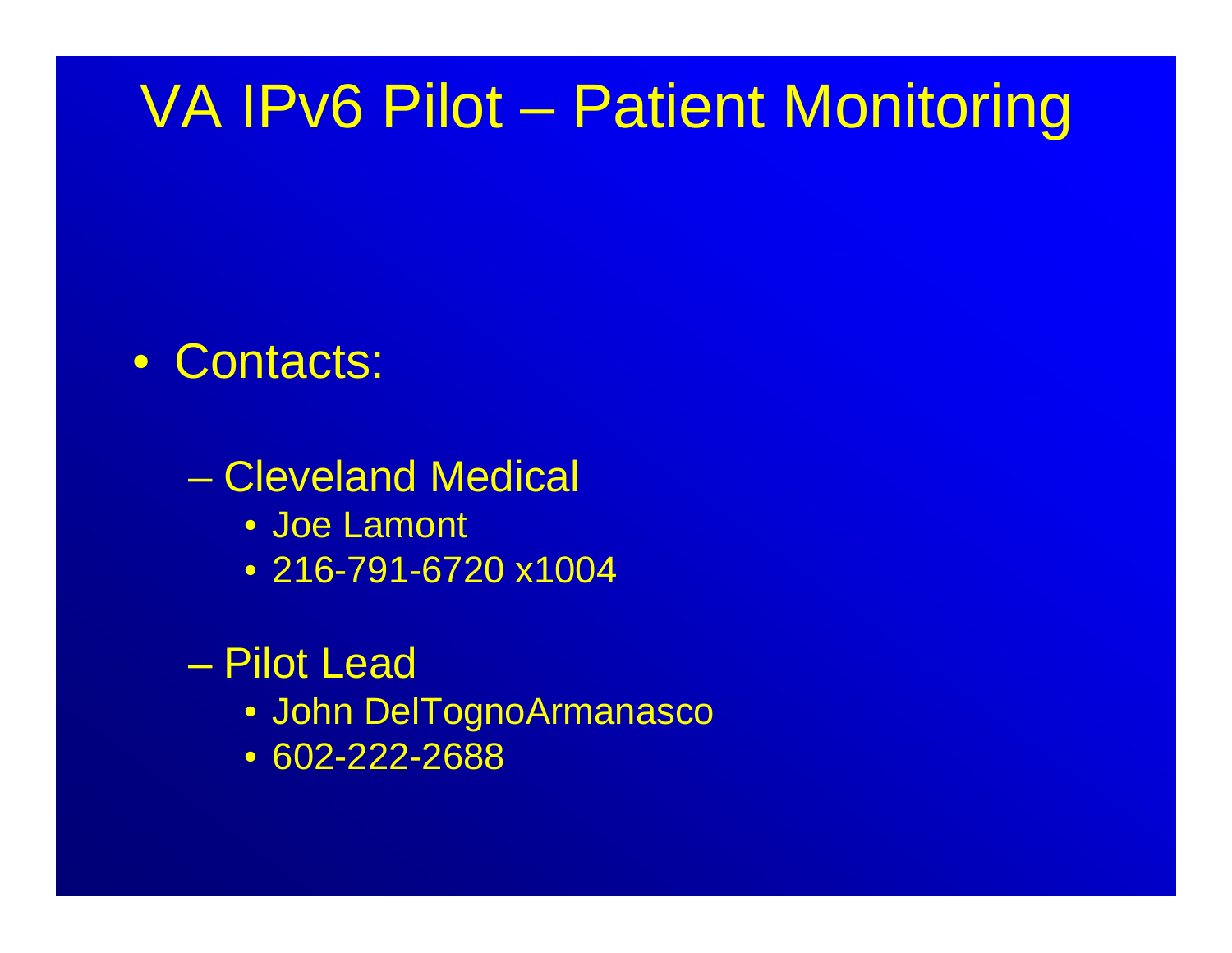# VA IPv6 Pilot – Patient Monitoring

- Contacts:
  - Cleveland Medical
    - Joe Lamont
    - 216-791-6720 x1004
  - Pilot Lead
    - John DelTognoArmanasco
    - 602-222-2688